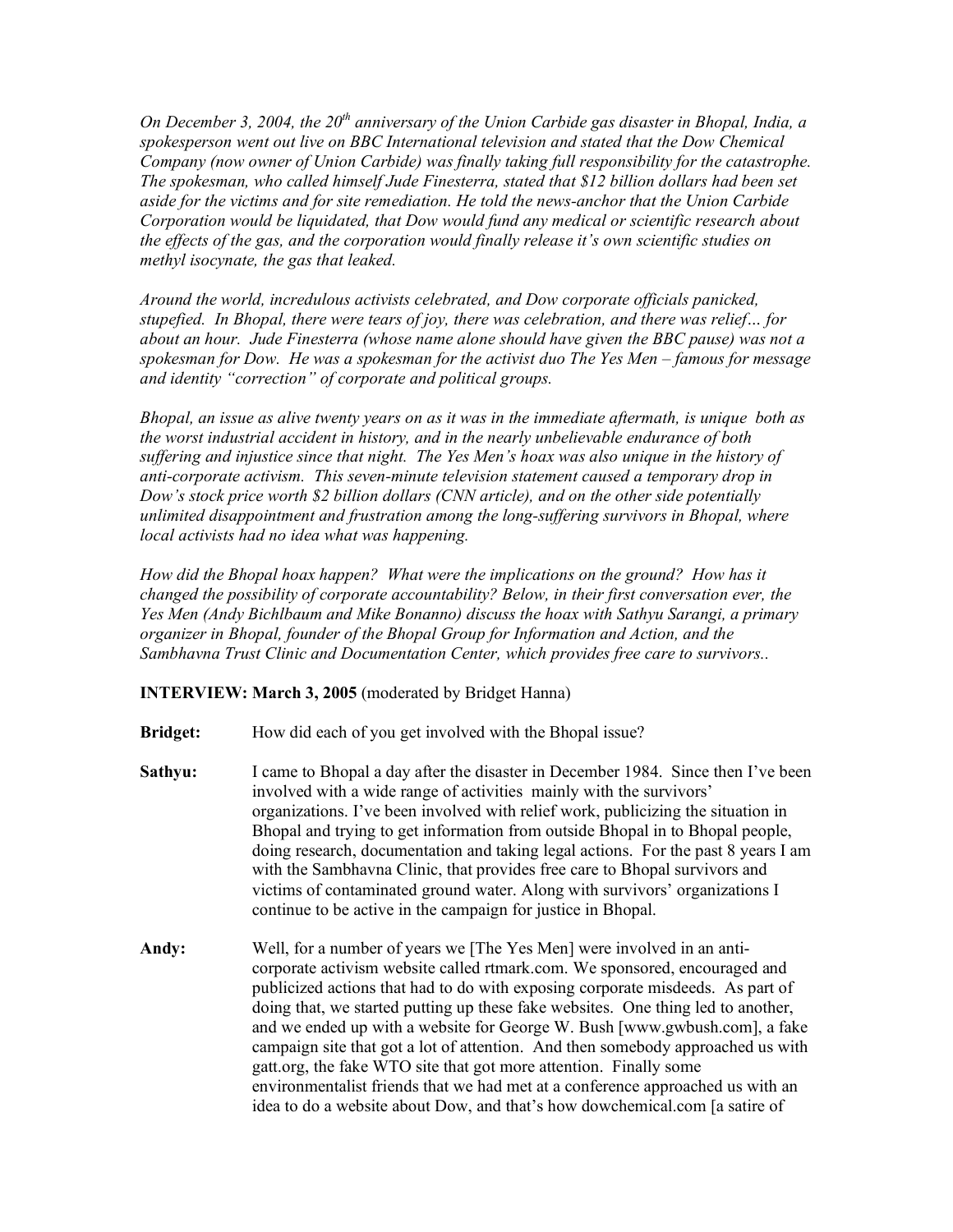*On December 3, 2004, the 20th anniversary of the Union Carbide gas disaster in Bhopal, India, a spokesperson went out live on BBC International television and stated that the Dow Chemical Company (now owner of Union Carbide) was finally taking full responsibility for the catastrophe. The spokesman, who called himself Jude Finesterra, stated that $12 billion dollars had been set aside for the victims and for site remediation. He told the news-anchor that the Union Carbide Corporation would be liquidated, that Dow would fund any medical or scientific research about the effects of the gas, and the corporation would finally release it's own scientific studies on methyl isocynate, the gas that leaked.*

*Around the world, incredulous activists celebrated, and Dow corporate officials panicked, stupefied. In Bhopal, there were tears of joy, there was celebration, and there was relief… for about an hour. Jude Finesterra (whose name alone should have given the BBC pause) was not a spokesman for Dow. He was a spokesman for the activist duo The Yes Men – famous for message and identity "correction" of corporate and political groups.*

*Bhopal, an issue as alive twenty years on as it was in the immediate aftermath, is unique both as the worst industrial accident in history, and in the nearly unbelievable endurance of both suffering and injustice since that night. The Yes Men's hoax was also unique in the history of anti-corporate activism. This seven-minute television statement caused a temporary drop in Dow's stock price worth $2 billion dollars (CNN article), and on the other side potentially unlimited disappointment and frustration among the long-suffering survivors in Bhopal, where local activists had no idea what was happening.*

*How did the Bhopal hoax happen? What were the implications on the ground? How has it changed the possibility of corporate accountability? Below, in their first conversation ever, the Yes Men (Andy Bichlbaum and Mike Bonanno) discuss the hoax with Sathyu Sarangi, a primary organizer in Bhopal, founder of the Bhopal Group for Information and Action, and the Sambhavna Trust Clinic and Documentation Center, which provides free care to survivors..*

**INTERVIEW: March 3, 2005** (moderated by Bridget Hanna)

**Bridget:** How did each of you get involved with the Bhopal issue?

**Sathyu:** I came to Bhopal a day after the disaster in December 1984. Since then I've been involved with a wide range of activities mainly with the survivors' organizations. I've been involved with relief work, publicizing the situation in Bhopal and trying to get information from outside Bhopal in to Bhopal people, doing research, documentation and taking legal actions. For the past 8 years I am with the Sambhavna Clinic, that provides free care to Bhopal survivors and victims of contaminated ground water. Along with survivors' organizations I continue to be active in the campaign for justice in Bhopal.

**Andy:** Well, for a number of years we [The Yes Men] were involved in an anti-corporate activism website called rtmark.com. We sponsored, encouraged and publicized actions that had to do with exposing corporate misdeeds. As part of doing that, we started putting up these fake websites. One thing led to another, and we ended up with a website for George W. Bush [www.gwbush.com], a fake campaign site that got a lot of attention. And then somebody approached us with gatt.org, the fake WTO site that got more attention. Finally some environmentalist friends that we had met at a conference approached us with an idea to do a website about Dow, and that's how dowchemical.com [a satire of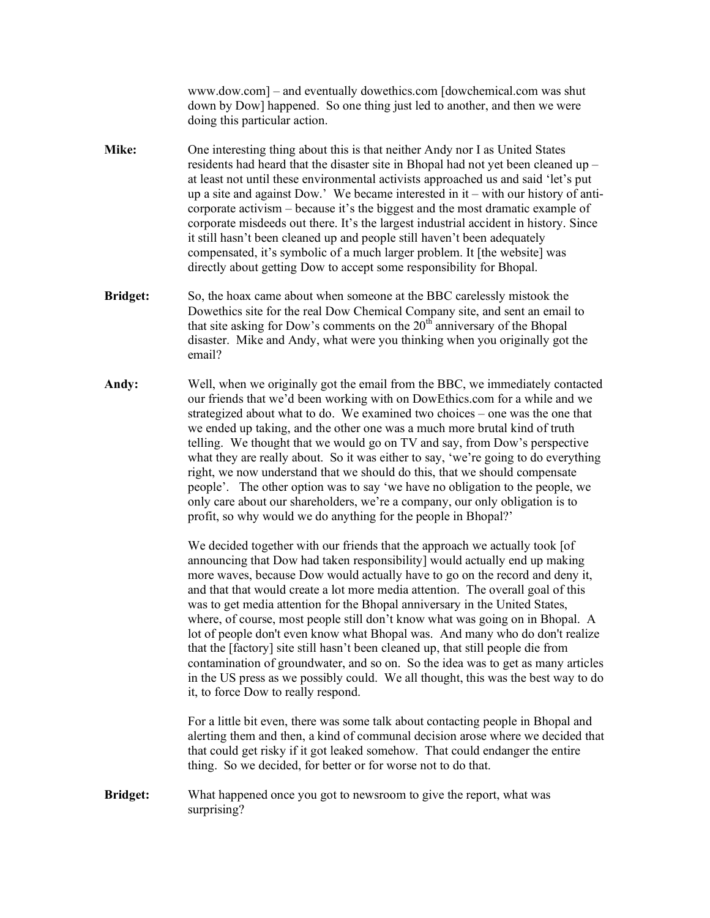www.dow.com] – and eventually dowethics.com [dowchemical.com was shut down by Dow] happened. So one thing just led to another, and then we were doing this particular action.

**Mike:** One interesting thing about this is that neither Andy nor I as United States residents had heard that the disaster site in Bhopal had not yet been cleaned up – at least not until these environmental activists approached us and said 'let's put up a site and against Dow.' We became interested in it – with our history of anti-corporate activism – because it's the biggest and the most dramatic example of corporate misdeeds out there. It's the largest industrial accident in history. Since it still hasn't been cleaned up and people still haven't been adequately compensated, it's symbolic of a much larger problem. It [the website] was directly about getting Dow to accept some responsibility for Bhopal.

**Bridget:** So, the hoax came about when someone at the BBC carelessly mistook the Dowethics site for the real Dow Chemical Company site, and sent an email to that site asking for Dow's comments on the 20th anniversary of the Bhopal disaster. Mike and Andy, what were you thinking when you originally got the email?

**Andy:** Well, when we originally got the email from the BBC, we immediately contacted our friends that we'd been working with on DowEthics.com for a while and we strategized about what to do. We examined two choices – one was the one that we ended up taking, and the other one was a much more brutal kind of truth telling. We thought that we would go on TV and say, from Dow's perspective what they are really about. So it was either to say, 'we're going to do everything right, we now understand that we should do this, that we should compensate people'. The other option was to say 'we have no obligation to the people, we only care about our shareholders, we're a company, our only obligation is to profit, so why would we do anything for the people in Bhopal?'

We decided together with our friends that the approach we actually took [of announcing that Dow had taken responsibility] would actually end up making more waves, because Dow would actually have to go on the record and deny it, and that that would create a lot more media attention. The overall goal of this was to get media attention for the Bhopal anniversary in the United States, where, of course, most people still don't know what was going on in Bhopal. A lot of people don't even know what Bhopal was. And many who do don't realize that the [factory] site still hasn't been cleaned up, that still people die from contamination of groundwater, and so on. So the idea was to get as many articles in the US press as we possibly could. We all thought, this was the best way to do it, to force Dow to really respond.

For a little bit even, there was some talk about contacting people in Bhopal and alerting them and then, a kind of communal decision arose where we decided that that could get risky if it got leaked somehow. That could endanger the entire thing. So we decided, for better or for worse not to do that.

**Bridget:** What happened once you got to newsroom to give the report, what was surprising?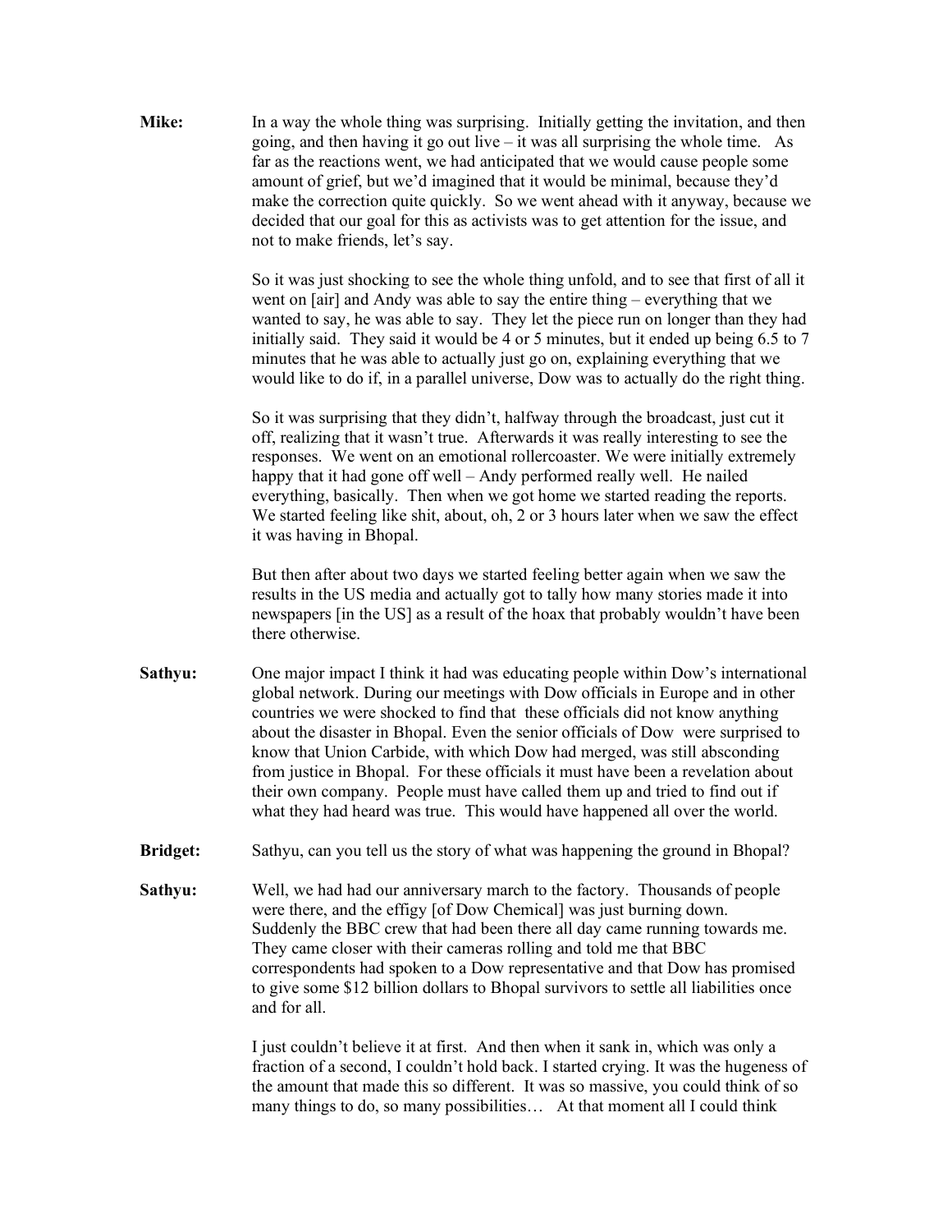**Mike:** In a way the whole thing was surprising. Initially getting the invitation, and then going, and then having it go out live – it was all surprising the whole time. As far as the reactions went, we had anticipated that we would cause people some amount of grief, but we'd imagined that it would be minimal, because they'd make the correction quite quickly. So we went ahead with it anyway, because we decided that our goal for this as activists was to get attention for the issue, and not to make friends, let's say.

So it was just shocking to see the whole thing unfold, and to see that first of all it went on [air] and Andy was able to say the entire thing – everything that we wanted to say, he was able to say. They let the piece run on longer than they had initially said. They said it would be 4 or 5 minutes, but it ended up being 6.5 to 7 minutes that he was able to actually just go on, explaining everything that we would like to do if, in a parallel universe, Dow was to actually do the right thing.

So it was surprising that they didn't, halfway through the broadcast, just cut it off, realizing that it wasn't true. Afterwards it was really interesting to see the responses. We went on an emotional rollercoaster. We were initially extremely happy that it had gone off well – Andy performed really well. He nailed everything, basically. Then when we got home we started reading the reports. We started feeling like shit, about, oh, 2 or 3 hours later when we saw the effect it was having in Bhopal.

But then after about two days we started feeling better again when we saw the results in the US media and actually got to tally how many stories made it into newspapers [in the US] as a result of the hoax that probably wouldn't have been there otherwise.

**Sathyu:** One major impact I think it had was educating people within Dow's international global network. During our meetings with Dow officials in Europe and in other countries we were shocked to find that these officials did not know anything about the disaster in Bhopal. Even the senior officials of Dow were surprised to know that Union Carbide, with which Dow had merged, was still absconding from justice in Bhopal. For these officials it must have been a revelation about their own company. People must have called them up and tried to find out if what they had heard was true. This would have happened all over the world.

**Bridget:** Sathyu, can you tell us the story of what was happening the ground in Bhopal?

**Sathyu:** Well, we had had our anniversary march to the factory. Thousands of people were there, and the effigy [of Dow Chemical] was just burning down. Suddenly the BBC crew that had been there all day came running towards me. They came closer with their cameras rolling and told me that BBC correspondents had spoken to a Dow representative and that Dow has promised to give some $12 billion dollars to Bhopal survivors to settle all liabilities once and for all.

I just couldn't believe it at first. And then when it sank in, which was only a fraction of a second, I couldn't hold back. I started crying. It was the hugeness of the amount that made this so different. It was so massive, you could think of so many things to do, so many possibilities… At that moment all I could think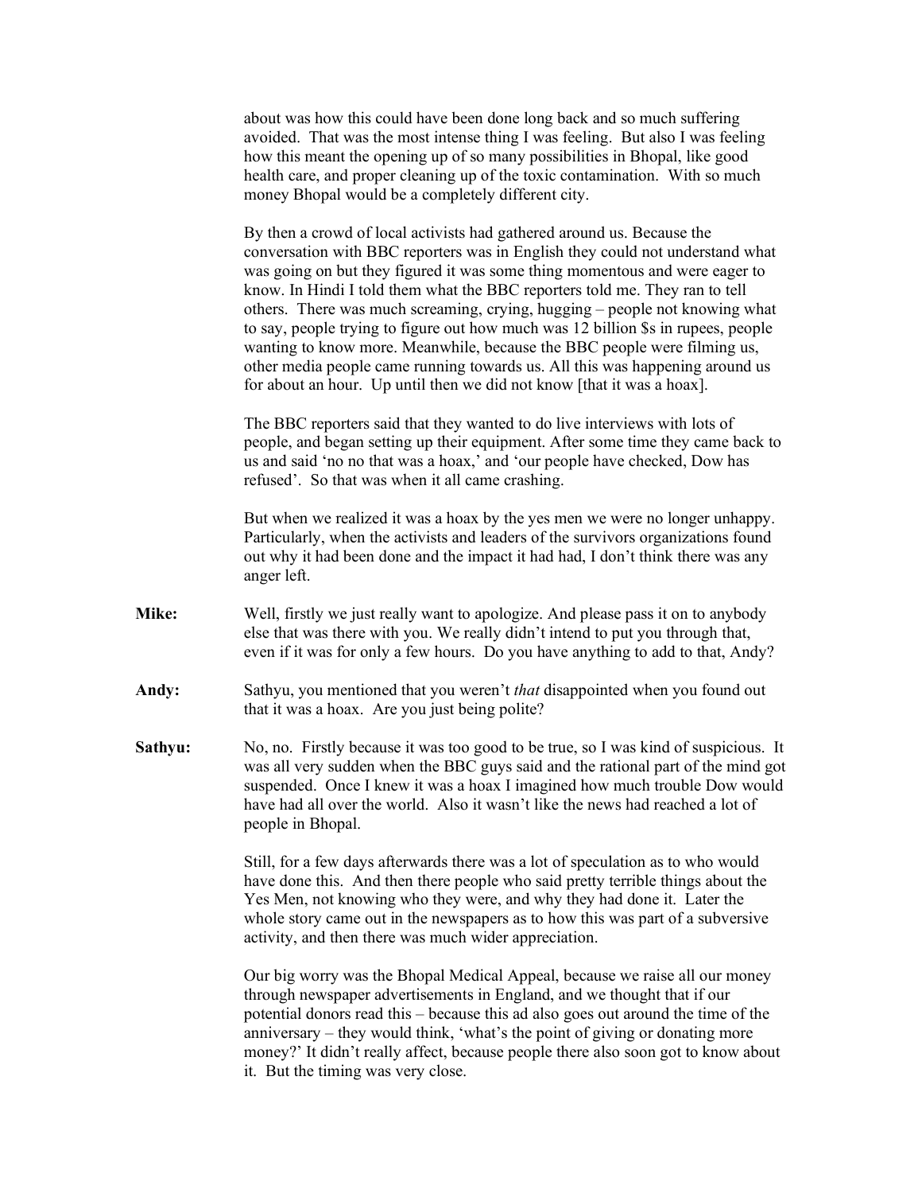about was how this could have been done long back and so much suffering avoided. That was the most intense thing I was feeling. But also I was feeling how this meant the opening up of so many possibilities in Bhopal, like good health care, and proper cleaning up of the toxic contamination. With so much money Bhopal would be a completely different city.

By then a crowd of local activists had gathered around us. Because the conversation with BBC reporters was in English they could not understand what was going on but they figured it was some thing momentous and were eager to know. In Hindi I told them what the BBC reporters told me. They ran to tell others. There was much screaming, crying, hugging – people not knowing what to say, people trying to figure out how much was 12 billion $s in rupees, people wanting to know more. Meanwhile, because the BBC people were filming us, other media people came running towards us. All this was happening around us for about an hour. Up until then we did not know [that it was a hoax].

The BBC reporters said that they wanted to do live interviews with lots of people, and began setting up their equipment. After some time they came back to us and said 'no no that was a hoax,' and 'our people have checked, Dow has refused'. So that was when it all came crashing.

But when we realized it was a hoax by the yes men we were no longer unhappy. Particularly, when the activists and leaders of the survivors organizations found out why it had been done and the impact it had had, I don't think there was any anger left.

**Mike:** Well, firstly we just really want to apologize. And please pass it on to anybody else that was there with you. We really didn't intend to put you through that, even if it was for only a few hours. Do you have anything to add to that, Andy?

**Andy:** Sathyu, you mentioned that you weren't *that* disappointed when you found out that it was a hoax. Are you just being polite?

**Sathyu:** No, no. Firstly because it was too good to be true, so I was kind of suspicious. It was all very sudden when the BBC guys said and the rational part of the mind got suspended. Once I knew it was a hoax I imagined how much trouble Dow would have had all over the world. Also it wasn't like the news had reached a lot of people in Bhopal.

Still, for a few days afterwards there was a lot of speculation as to who would have done this. And then there people who said pretty terrible things about the Yes Men, not knowing who they were, and why they had done it. Later the whole story came out in the newspapers as to how this was part of a subversive activity, and then there was much wider appreciation.

Our big worry was the Bhopal Medical Appeal, because we raise all our money through newspaper advertisements in England, and we thought that if our potential donors read this – because this ad also goes out around the time of the anniversary – they would think, 'what's the point of giving or donating more money?' It didn't really affect, because people there also soon got to know about it. But the timing was very close.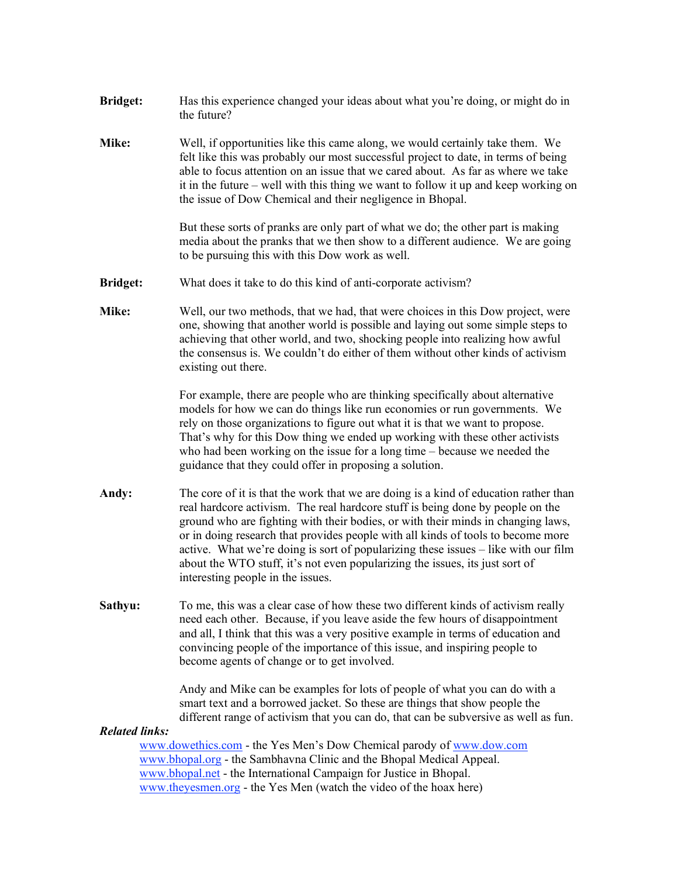**Bridget:** Has this experience changed your ideas about what you're doing, or might do in the future?

**Mike:** Well, if opportunities like this came along, we would certainly take them. We felt like this was probably our most successful project to date, in terms of being able to focus attention on an issue that we cared about. As far as where we take it in the future – well with this thing we want to follow it up and keep working on the issue of Dow Chemical and their negligence in Bhopal.

But these sorts of pranks are only part of what we do; the other part is making media about the pranks that we then show to a different audience. We are going to be pursuing this with this Dow work as well.

**Bridget:** What does it take to do this kind of anti-corporate activism?

**Mike:** Well, our two methods, that we had, that were choices in this Dow project, were one, showing that another world is possible and laying out some simple steps to achieving that other world, and two, shocking people into realizing how awful the consensus is. We couldn't do either of them without other kinds of activism existing out there.

For example, there are people who are thinking specifically about alternative models for how we can do things like run economies or run governments. We rely on those organizations to figure out what it is that we want to propose. That's why for this Dow thing we ended up working with these other activists who had been working on the issue for a long time – because we needed the guidance that they could offer in proposing a solution.

**Andy:** The core of it is that the work that we are doing is a kind of education rather than real hardcore activism. The real hardcore stuff is being done by people on the ground who are fighting with their bodies, or with their minds in changing laws, or in doing research that provides people with all kinds of tools to become more active. What we're doing is sort of popularizing these issues – like with our film about the WTO stuff, it's not even popularizing the issues, its just sort of interesting people in the issues.

**Sathyu:** To me, this was a clear case of how these two different kinds of activism really need each other. Because, if you leave aside the few hours of disappointment and all, I think that this was a very positive example in terms of education and convincing people of the importance of this issue, and inspiring people to become agents of change or to get involved.

Andy and Mike can be examples for lots of people of what you can do with a smart text and a borrowed jacket. So these are things that show people the different range of activism that you can do, that can be subversive as well as fun.

***Related links:***

- www.dowethics.com - the Yes Men's Dow Chemical parody of www.dow.com
- www.bhopal.org - the Sambhavna Clinic and the Bhopal Medical Appeal.
- www.bhopal.net - the International Campaign for Justice in Bhopal.
- www.theyesmen.org - the Yes Men (watch the video of the hoax here)